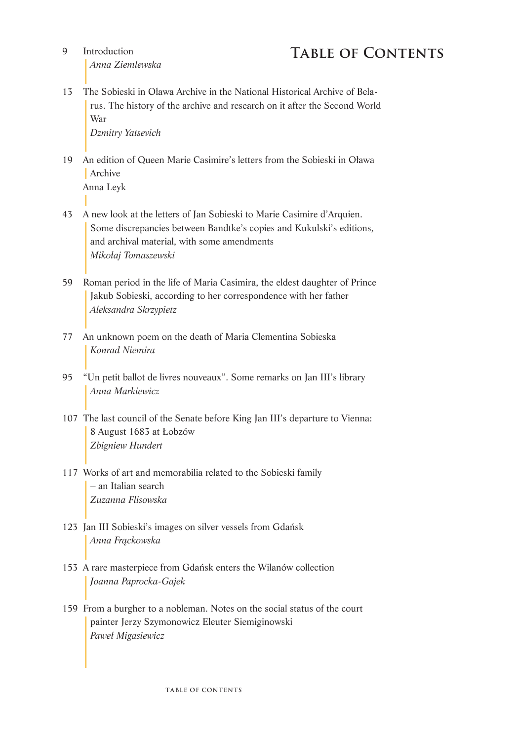# Table of Contents

9 Introduction
*Anna Ziemlewska*

13 The Sobieski in Oława Archive in the National Historical Archive of Belarus. The history of the archive and research on it after the Second World War
*Dzmitry Yatsevich*

19 An edition of Queen Marie Casimire's letters from the Sobieski in Oława Archive
Anna Leyk

43 A new look at the letters of Jan Sobieski to Marie Casimire d'Arquien. Some discrepancies between Bandtke's copies and Kukulski's editions, and archival material, with some amendments
*Mikołaj Tomaszewski*

59 Roman period in the life of Maria Casimira, the eldest daughter of Prince Jakub Sobieski, according to her correspondence with her father
*Aleksandra Skrzypietz*

77 An unknown poem on the death of Maria Clementina Sobieska
*Konrad Niemira*

95 "Un petit ballot de livres nouveaux". Some remarks on Jan III's library
*Anna Markiewicz*

107 The last council of the Senate before King Jan III's departure to Vienna: 8 August 1683 at Łobzów
*Zbigniew Hundert*

117 Works of art and memorabilia related to the Sobieski family – an Italian search
*Zuzanna Flisowska*

123 Jan III Sobieski's images on silver vessels from Gdańsk
*Anna Frąckowska*

153 A rare masterpiece from Gdańsk enters the Wilanów collection
*Joanna Paprocka-Gajek*

159 From a burgher to a nobleman. Notes on the social status of the court painter Jerzy Szymonowicz Eleuter Siemiginowski
*Paweł Migasiewicz*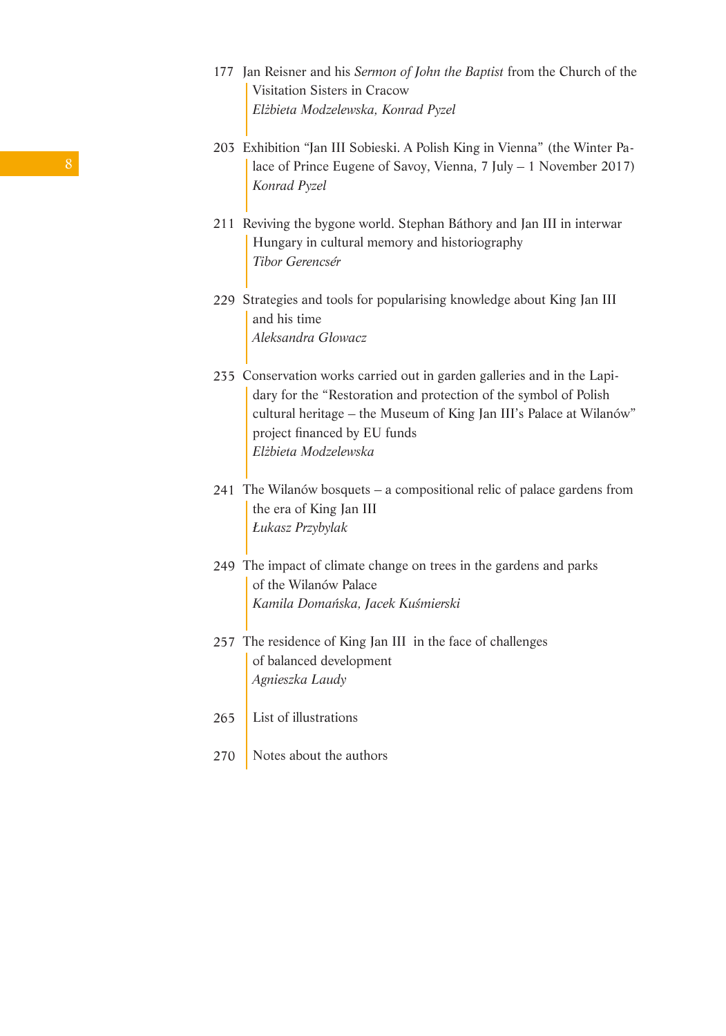177 Jan Reisner and his *Sermon of John the Baptist* from the Church of the Visitation Sisters in Cracow
*Elżbieta Modzelewska, Konrad Pyzel*

203 Exhibition "Jan III Sobieski. A Polish King in Vienna" (the Winter Palace of Prince Eugene of Savoy, Vienna, 7 July – 1 November 2017)
*Konrad Pyzel*

211 Reviving the bygone world. Stephan Báthory and Jan III in interwar Hungary in cultural memory and historiography
*Tibor Gerencsér*

229 Strategies and tools for popularising knowledge about King Jan III and his time
*Aleksandra Głowacz*

235 Conservation works carried out in garden galleries and in the Lapidary for the "Restoration and protection of the symbol of Polish cultural heritage – the Museum of King Jan III's Palace at Wilanów" project financed by EU funds
*Elżbieta Modzelewska*

241 The Wilanów bosquets – a compositional relic of palace gardens from the era of King Jan III
*Łukasz Przybylak*

249 The impact of climate change on trees in the gardens and parks of the Wilanów Palace
*Kamila Domańska, Jacek Kuśmierski*

257 The residence of King Jan III in the face of challenges of balanced development
*Agnieszka Laudy*

265 List of illustrations

270 Notes about the authors